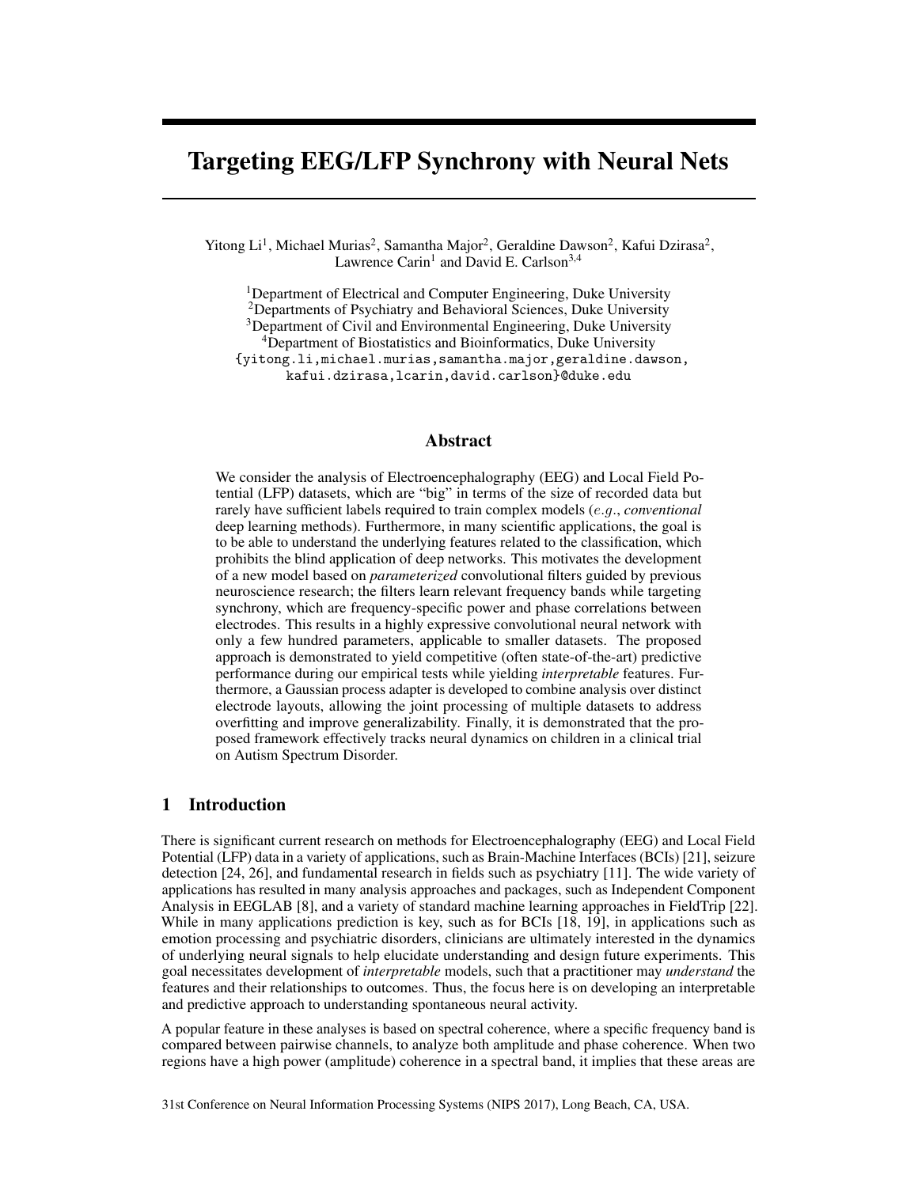# Targeting EEG/LFP Synchrony with Neural Nets

Yitong Li[1], Michael Murias[2], Samantha Major[2], Geraldine Dawson[2], Kafui Dzirasa[2], Lawrence Carin[1] and David E. Carlson[3,4]

[1]Department of Electrical and Computer Engineering, Duke University
[2]Departments of Psychiatry and Behavioral Sciences, Duke University
[3]Department of Civil and Environmental Engineering, Duke University
[4]Department of Biostatistics and Bioinformatics, Duke University
{yitong.li,michael.murias,samantha.major,geraldine.dawson, kafui.dzirasa,lcarin,david.carlson}@duke.edu

## Abstract

We consider the analysis of Electroencephalography (EEG) and Local Field Potential (LFP) datasets, which are "big" in terms of the size of recorded data but rarely have sufficient labels required to train complex models (*e.g.*, *conventional* deep learning methods). Furthermore, in many scientific applications, the goal is to be able to understand the underlying features related to the classification, which prohibits the blind application of deep networks. This motivates the development of a new model based on *parameterized* convolutional filters guided by previous neuroscience research; the filters learn relevant frequency bands while targeting synchrony, which are frequency-specific power and phase correlations between electrodes. This results in a highly expressive convolutional neural network with only a few hundred parameters, applicable to smaller datasets. The proposed approach is demonstrated to yield competitive (often state-of-the-art) predictive performance during our empirical tests while yielding *interpretable* features. Furthermore, a Gaussian process adapter is developed to combine analysis over distinct electrode layouts, allowing the joint processing of multiple datasets to address overfitting and improve generalizability. Finally, it is demonstrated that the proposed framework effectively tracks neural dynamics on children in a clinical trial on Autism Spectrum Disorder.

## 1 Introduction

There is significant current research on methods for Electroencephalography (EEG) and Local Field Potential (LFP) data in a variety of applications, such as Brain-Machine Interfaces (BCIs) [21], seizure detection [24, 26], and fundamental research in fields such as psychiatry [11]. The wide variety of applications has resulted in many analysis approaches and packages, such as Independent Component Analysis in EEGLAB [8], and a variety of standard machine learning approaches in FieldTrip [22]. While in many applications prediction is key, such as for BCIs [18, 19], in applications such as emotion processing and psychiatric disorders, clinicians are ultimately interested in the dynamics of underlying neural signals to help elucidate understanding and design future experiments. This goal necessitates development of *interpretable* models, such that a practitioner may *understand* the features and their relationships to outcomes. Thus, the focus here is on developing an interpretable and predictive approach to understanding spontaneous neural activity.

A popular feature in these analyses is based on spectral coherence, where a specific frequency band is compared between pairwise channels, to analyze both amplitude and phase coherence. When two regions have a high power (amplitude) coherence in a spectral band, it implies that these areas are

31st Conference on Neural Information Processing Systems (NIPS 2017), Long Beach, CA, USA.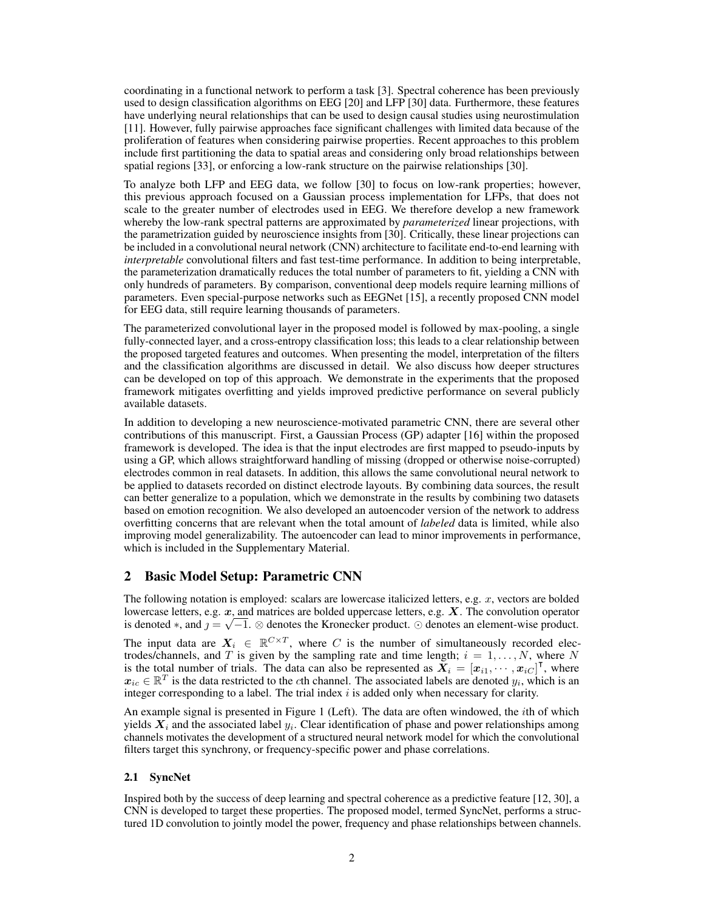coordinating in a functional network to perform a task [3]. Spectral coherence has been previously used to design classification algorithms on EEG [20] and LFP [30] data. Furthermore, these features have underlying neural relationships that can be used to design causal studies using neurostimulation [11]. However, fully pairwise approaches face significant challenges with limited data because of the proliferation of features when considering pairwise properties. Recent approaches to this problem include first partitioning the data to spatial areas and considering only broad relationships between spatial regions [33], or enforcing a low-rank structure on the pairwise relationships [30].

To analyze both LFP and EEG data, we follow [30] to focus on low-rank properties; however, this previous approach focused on a Gaussian process implementation for LFPs, that does not scale to the greater number of electrodes used in EEG. We therefore develop a new framework whereby the low-rank spectral patterns are approximated by *parameterized* linear projections, with the parametrization guided by neuroscience insights from [30]. Critically, these linear projections can be included in a convolutional neural network (CNN) architecture to facilitate end-to-end learning with *interpretable* convolutional filters and fast test-time performance. In addition to being interpretable, the parameterization dramatically reduces the total number of parameters to fit, yielding a CNN with only hundreds of parameters. By comparison, conventional deep models require learning millions of parameters. Even special-purpose networks such as EEGNet [15], a recently proposed CNN model for EEG data, still require learning thousands of parameters.

The parameterized convolutional layer in the proposed model is followed by max-pooling, a single fully-connected layer, and a cross-entropy classification loss; this leads to a clear relationship between the proposed targeted features and outcomes. When presenting the model, interpretation of the filters and the classification algorithms are discussed in detail. We also discuss how deeper structures can be developed on top of this approach. We demonstrate in the experiments that the proposed framework mitigates overfitting and yields improved predictive performance on several publicly available datasets.

In addition to developing a new neuroscience-motivated parametric CNN, there are several other contributions of this manuscript. First, a Gaussian Process (GP) adapter [16] within the proposed framework is developed. The idea is that the input electrodes are first mapped to pseudo-inputs by using a GP, which allows straightforward handling of missing (dropped or otherwise noise-corrupted) electrodes common in real datasets. In addition, this allows the same convolutional neural network to be applied to datasets recorded on distinct electrode layouts. By combining data sources, the result can better generalize to a population, which we demonstrate in the results by combining two datasets based on emotion recognition. We also developed an autoencoder version of the network to address overfitting concerns that are relevant when the total amount of *labeled* data is limited, while also improving model generalizability. The autoencoder can lead to minor improvements in performance, which is included in the Supplementary Material.

## 2 Basic Model Setup: Parametric CNN

The following notation is employed: scalars are lowercase italicized letters, e.g. $x$, vectors are bolded lowercase letters, e.g. $\boldsymbol{x}$, and matrices are bolded uppercase letters, e.g. $\boldsymbol{X}$. The convolution operator is denoted $*$, and $\jmath = \sqrt{-1}$. $\otimes$ denotes the Kronecker product. $\odot$ denotes an element-wise product.

The input data are $\boldsymbol{X}_i \in \mathbb{R}^{C \times T}$, where $C$ is the number of simultaneously recorded electrodes/channels, and $T$ is given by the sampling rate and time length; $i = 1, \ldots, N$, where $N$ is the total number of trials. The data can also be represented as $\boldsymbol{X}_i = [\boldsymbol{x}_{i1}, \cdots, \boldsymbol{x}_{iC}]^\intercal$, where $\boldsymbol{x}_{ic} \in \mathbb{R}^T$ is the data restricted to the $c$th channel. The associated labels are denoted $y_i$, which is an integer corresponding to a label. The trial index $i$ is added only when necessary for clarity.

An example signal is presented in Figure 1 (Left). The data are often windowed, the $i$th of which yields $\boldsymbol{X}_i$ and the associated label $y_i$. Clear identification of phase and power relationships among channels motivates the development of a structured neural network model for which the convolutional filters target this synchrony, or frequency-specific power and phase correlations.

### 2.1 SyncNet

Inspired both by the success of deep learning and spectral coherence as a predictive feature [12, 30], a CNN is developed to target these properties. The proposed model, termed SyncNet, performs a structured 1D convolution to jointly model the power, frequency and phase relationships between channels.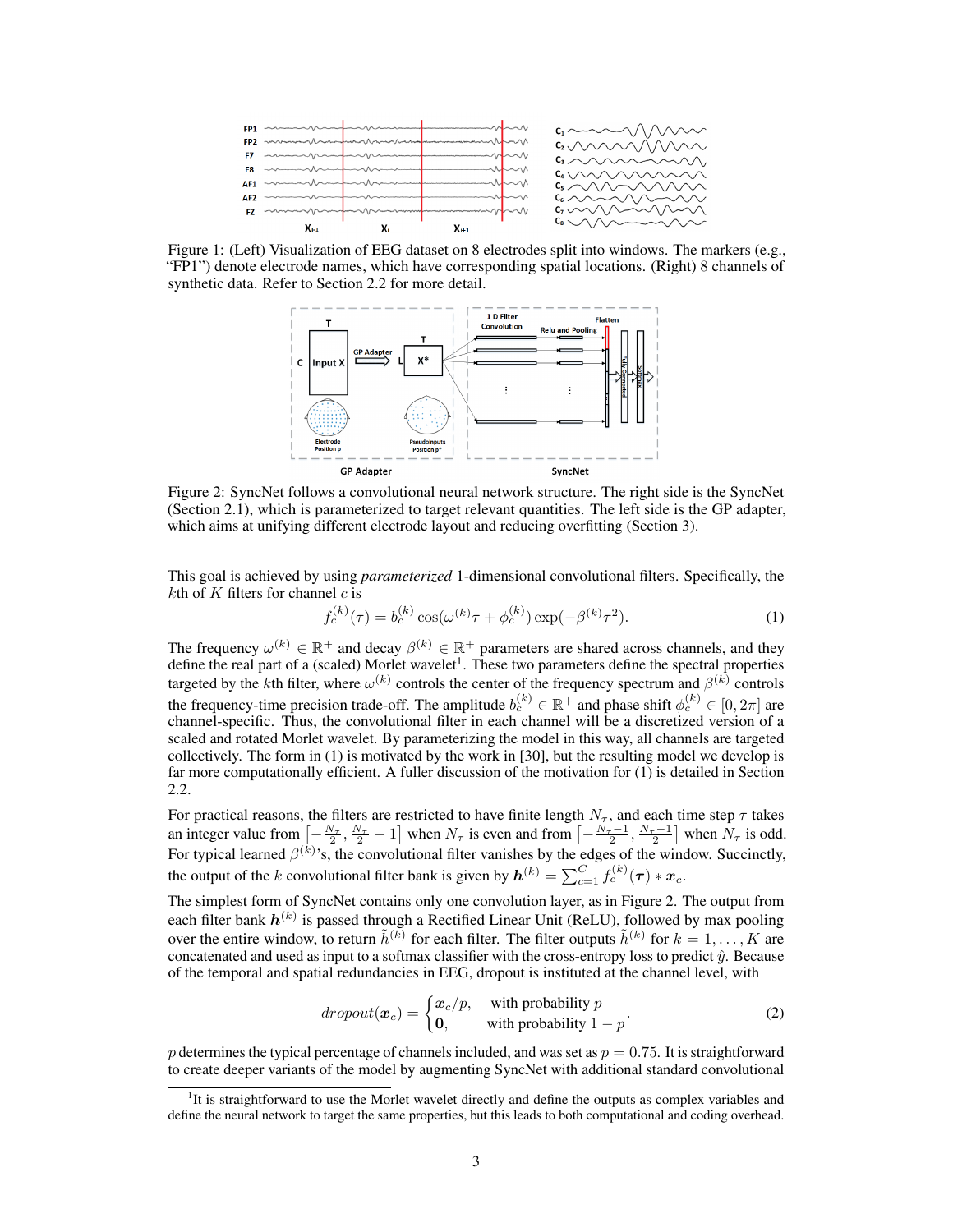Figure 1: (Left) Visualization of EEG dataset on 8 electrodes split into windows. The markers (e.g., “FP1”) denote electrode names, which have corresponding spatial locations. (Right) 8 channels of synthetic data. Refer to Section 2.2 for more detail.

Figure 2: SyncNet follows a convolutional neural network structure. The right side is the SyncNet (Section 2.1), which is parameterized to target relevant quantities. The left side is the GP adapter, which aims at unifying different electrode layout and reducing overfitting (Section 3).

This goal is achieved by using *parameterized* 1-dimensional convolutional filters. Specifically, the $k$th of $K$ filters for channel $c$ is

$$f_c^{(k)}(\tau) = b_c^{(k)} \cos(\omega^{(k)}\tau + \phi_c^{(k)}) \exp(-\beta^{(k)}\tau^2). \tag{1}$$

The frequency $\omega^{(k)} \in \mathbb{R}^+$ and decay $\beta^{(k)} \in \mathbb{R}^+$ parameters are shared across channels, and they define the real part of a (scaled) Morlet wavelet[1]. These two parameters define the spectral properties targeted by the $k$th filter, where $\omega^{(k)}$ controls the center of the frequency spectrum and $\beta^{(k)}$ controls the frequency-time precision trade-off. The amplitude $b_c^{(k)} \in \mathbb{R}^+$ and phase shift $\phi_c^{(k)} \in [0, 2\pi]$ are channel-specific. Thus, the convolutional filter in each channel will be a discretized version of a scaled and rotated Morlet wavelet. By parameterizing the model in this way, all channels are targeted collectively. The form in (1) is motivated by the work in [30], but the resulting model we develop is far more computationally efficient. A fuller discussion of the motivation for (1) is detailed in Section 2.2.

For practical reasons, the filters are restricted to have finite length $N_\tau$, and each time step $\tau$ takes an integer value from $\left[-\frac{N_\tau}{2}, \frac{N_\tau}{2} - 1\right]$ when $N_\tau$ is even and from $\left[-\frac{N_\tau - 1}{2}, \frac{N_\tau - 1}{2}\right]$ when $N_\tau$ is odd. For typical learned $\beta^{(k)}$'s, the convolutional filter vanishes by the edges of the window. Succinctly, the output of the $k$ convolutional filter bank is given by $\boldsymbol{h}^{(k)} = \sum_{c=1}^{C} f_c^{(k)}(\boldsymbol{\tau}) * \boldsymbol{x}_c$.

The simplest form of SyncNet contains only one convolution layer, as in Figure 2. The output from each filter bank $\boldsymbol{h}^{(k)}$ is passed through a Rectified Linear Unit (ReLU), followed by max pooling over the entire window, to return $\tilde{h}^{(k)}$ for each filter. The filter outputs $\tilde{h}^{(k)}$ for $k = 1, \ldots, K$ are concatenated and used as input to a softmax classifier with the cross-entropy loss to predict $\hat{y}$. Because of the temporal and spatial redundancies in EEG, dropout is instituted at the channel level, with

$$dropout(\boldsymbol{x}_c) = \begin{cases} \boldsymbol{x}_c / p, & \text{with probability } p \\ \mathbf{0}, & \text{with probability } 1 - p \end{cases}. \tag{2}$$

$p$ determines the typical percentage of channels included, and was set as $p = 0.75$. It is straightforward to create deeper variants of the model by augmenting SyncNet with additional standard convolutional

[1] It is straightforward to use the Morlet wavelet directly and define the outputs as complex variables and define the neural network to target the same properties, but this leads to both computational and coding overhead.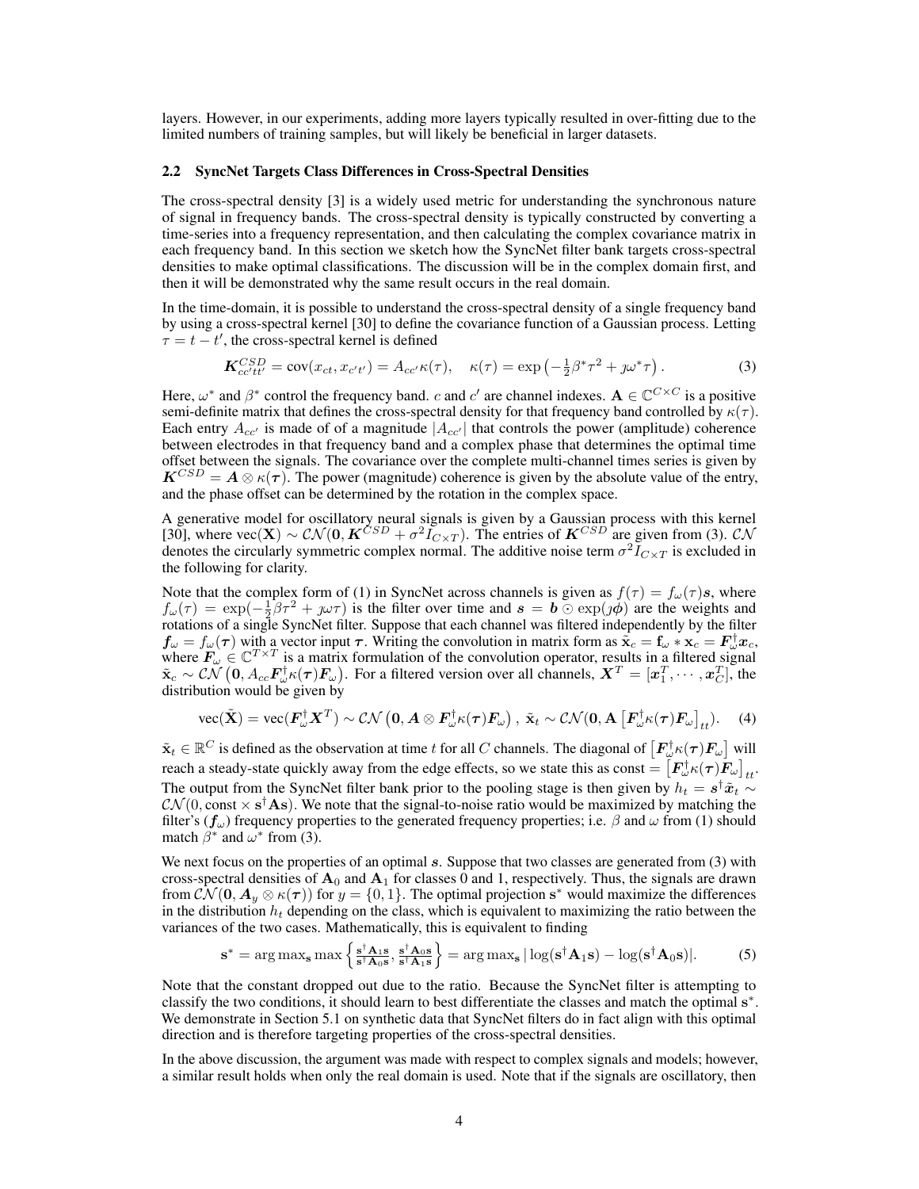layers. However, in our experiments, adding more layers typically resulted in over-fitting due to the limited numbers of training samples, but will likely be beneficial in larger datasets.

### 2.2 SyncNet Targets Class Differences in Cross-Spectral Densities

The cross-spectral density [3] is a widely used metric for understanding the synchronous nature of signal in frequency bands. The cross-spectral density is typically constructed by converting a time-series into a frequency representation, and then calculating the complex covariance matrix in each frequency band. In this section we sketch how the SyncNet filter bank targets cross-spectral densities to make optimal classifications. The discussion will be in the complex domain first, and then it will be demonstrated why the same result occurs in the real domain.

In the time-domain, it is possible to understand the cross-spectral density of a single frequency band by using a cross-spectral kernel [30] to define the covariance function of a Gaussian process. Letting $\tau = t - t'$, the cross-spectral kernel is defined

$$\boldsymbol{K}^{CSD}_{cc'tt'} = \text{cov}(x_{ct}, x_{c't'}) = A_{cc'}\kappa(\tau), \quad \kappa(\tau) = \exp\left(-\tfrac{1}{2}\beta^*\tau^2 + \jmath\omega^*\tau\right). \tag{3}$$

Here, $\omega^*$ and $\beta^*$ control the frequency band. $c$ and $c'$ are channel indexes. $\mathbf{A} \in \mathbb{C}^{C\times C}$ is a positive semi-definite matrix that defines the cross-spectral density for that frequency band controlled by $\kappa(\tau)$. Each entry $A_{cc'}$ is made of of a magnitude $|A_{cc'}|$ that controls the power (amplitude) coherence between electrodes in that frequency band and a complex phase that determines the optimal time offset between the signals. The covariance over the complete multi-channel times series is given by $\boldsymbol{K}^{CSD} = \boldsymbol{A} \otimes \kappa(\boldsymbol{\tau})$. The power (magnitude) coherence is given by the absolute value of the entry, and the phase offset can be determined by the rotation in the complex space.

A generative model for oscillatory neural signals is given by a Gaussian process with this kernel [30], where $\text{vec}(\mathbf{X}) \sim \mathcal{CN}(\mathbf{0}, \boldsymbol{K}^{CSD} + \sigma^2 I_{C\times T})$. The entries of $\boldsymbol{K}^{CSD}$ are given from (3). $\mathcal{CN}$ denotes the circularly symmetric complex normal. The additive noise term $\sigma^2 I_{C\times T}$ is excluded in the following for clarity.

Note that the complex form of (1) in SyncNet across channels is given as $f(\tau) = f_\omega(\tau)\boldsymbol{s}$, where $f_\omega(\tau) = \exp(-\frac{1}{2}\beta\tau^2 + \jmath\omega\tau)$ is the filter over time and $\boldsymbol{s} = \boldsymbol{b} \odot \exp(\jmath\boldsymbol{\phi})$ are the weights and rotations of a single SyncNet filter. Suppose that each channel was filtered independently by the filter $\boldsymbol{f}_\omega = f_\omega(\boldsymbol{\tau})$ with a vector input $\boldsymbol{\tau}$. Writing the convolution in matrix form as $\tilde{\mathbf{x}}_c = \mathbf{f}_\omega * \mathbf{x}_c = \boldsymbol{F}_\omega^\dagger \boldsymbol{x}_c$, where $\boldsymbol{F}_\omega \in \mathbb{C}^{T\times T}$ is a matrix formulation of the convolution operator, results in a filtered signal $\tilde{\mathbf{x}}_c \sim \mathcal{CN}\left(\mathbf{0}, A_{cc}\boldsymbol{F}_\omega^\dagger \kappa(\boldsymbol{\tau})\boldsymbol{F}_\omega\right)$. For a filtered version over all channels, $\boldsymbol{X}^T = [\boldsymbol{x}_1^T, \cdots, \boldsymbol{x}_C^T]$, the distribution would be given by

$$\text{vec}(\tilde{\mathbf{X}}) = \text{vec}(\boldsymbol{F}_\omega^\dagger \boldsymbol{X}^T) \sim \mathcal{CN}\left(\mathbf{0}, \boldsymbol{A} \otimes \boldsymbol{F}_\omega^\dagger \kappa(\boldsymbol{\tau})\boldsymbol{F}_\omega\right), \ \tilde{\mathbf{x}}_t \sim \mathcal{CN}(\mathbf{0}, \mathbf{A}\left[\boldsymbol{F}_\omega^\dagger \kappa(\boldsymbol{\tau})\boldsymbol{F}_\omega\right]_{tt}). \tag{4}$$

$\tilde{\mathbf{x}}_t \in \mathbb{R}^C$ is defined as the observation at time $t$ for all $C$ channels. The diagonal of $\left[\boldsymbol{F}_\omega^\dagger \kappa(\boldsymbol{\tau})\boldsymbol{F}_\omega\right]$ will reach a steady-state quickly away from the edge effects, so we state this as const $= \left[\boldsymbol{F}_\omega^\dagger \kappa(\boldsymbol{\tau})\boldsymbol{F}_\omega\right]_{tt}$. The output from the SyncNet filter bank prior to the pooling stage is then given by $h_t = \boldsymbol{s}^\dagger \tilde{\boldsymbol{x}}_t \sim \mathcal{CN}(0, \text{const} \times \mathbf{s}^\dagger \mathbf{A}\mathbf{s})$. We note that the signal-to-noise ratio would be maximized by matching the filter's ($\boldsymbol{f}_\omega$) frequency properties to the generated frequency properties; i.e. $\beta$ and $\omega$ from (1) should match $\beta^*$ and $\omega^*$ from (3).

We next focus on the properties of an optimal $\boldsymbol{s}$. Suppose that two classes are generated from (3) with cross-spectral densities of $\mathbf{A}_0$ and $\mathbf{A}_1$ for classes 0 and 1, respectively. Thus, the signals are drawn from $\mathcal{CN}(\mathbf{0}, \boldsymbol{A}_y \otimes \kappa(\boldsymbol{\tau}))$ for $y = \{0, 1\}$. The optimal projection $\mathbf{s}^*$ would maximize the differences in the distribution $h_t$ depending on the class, which is equivalent to maximizing the ratio between the variances of the two cases. Mathematically, this is equivalent to finding

$$\mathbf{s}^* = \arg\max_{\mathbf{s}} \max\left\{\tfrac{\mathbf{s}^\dagger \mathbf{A}_1 \mathbf{s}}{\mathbf{s}^\dagger \mathbf{A}_0 \mathbf{s}}, \tfrac{\mathbf{s}^\dagger \mathbf{A}_0 \mathbf{s}}{\mathbf{s}^\dagger \mathbf{A}_1 \mathbf{s}}\right\} = \arg\max_{\mathbf{s}} |\log(\mathbf{s}^\dagger \mathbf{A}_1 \mathbf{s}) - \log(\mathbf{s}^\dagger \mathbf{A}_0 \mathbf{s})|. \tag{5}$$

Note that the constant dropped out due to the ratio. Because the SyncNet filter is attempting to classify the two conditions, it should learn to best differentiate the classes and match the optimal $\mathbf{s}^*$. We demonstrate in Section 5.1 on synthetic data that SyncNet filters do in fact align with this optimal direction and is therefore targeting properties of the cross-spectral densities.

In the above discussion, the argument was made with respect to complex signals and models; however, a similar result holds when only the real domain is used. Note that if the signals are oscillatory, then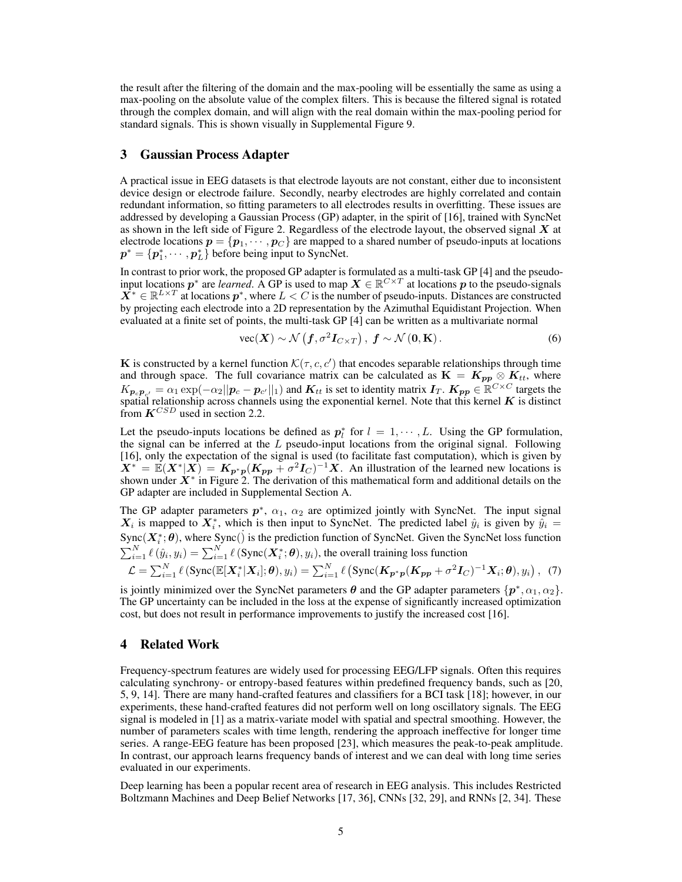the result after the filtering of the domain and the max-pooling will be essentially the same as using a max-pooling on the absolute value of the complex filters. This is because the filtered signal is rotated through the complex domain, and will align with the real domain within the max-pooling period for standard signals. This is shown visually in Supplemental Figure 9.

## 3 Gaussian Process Adapter

A practical issue in EEG datasets is that electrode layouts are not constant, either due to inconsistent device design or electrode failure. Secondly, nearby electrodes are highly correlated and contain redundant information, so fitting parameters to all electrodes results in overfitting. These issues are addressed by developing a Gaussian Process (GP) adapter, in the spirit of [16], trained with SyncNet as shown in the left side of Figure 2. Regardless of the electrode layout, the observed signal $\boldsymbol{X}$ at electrode locations $\boldsymbol{p} = \{\boldsymbol{p}_1, \cdots, \boldsymbol{p}_C\}$ are mapped to a shared number of pseudo-inputs at locations $\boldsymbol{p}^* = \{\boldsymbol{p}_1^*, \cdots, \boldsymbol{p}_L^*\}$ before being input to SyncNet.

In contrast to prior work, the proposed GP adapter is formulated as a multi-task GP [4] and the pseudo-input locations $\boldsymbol{p}^*$ are *learned*. A GP is used to map $\boldsymbol{X} \in \mathbb{R}^{C \times T}$ at locations $\boldsymbol{p}$ to the pseudo-signals $\boldsymbol{X}^* \in \mathbb{R}^{L \times T}$ at locations $\boldsymbol{p}^*$, where $L < C$ is the number of pseudo-inputs. Distances are constructed by projecting each electrode into a 2D representation by the Azimuthal Equidistant Projection. When evaluated at a finite set of points, the multi-task GP [4] can be written as a multivariate normal

$$\text{vec}(\boldsymbol{X}) \sim \mathcal{N}\left(\boldsymbol{f}, \sigma^2 \boldsymbol{I}_{C \times T}\right), \ \boldsymbol{f} \sim \mathcal{N}\left(\boldsymbol{0}, \mathbf{K}\right). \tag{6}$$

$\mathbf{K}$ is constructed by a kernel function $\mathcal{K}(\tau, c, c')$ that encodes separable relationships through time and through space. The full covariance matrix can be calculated as $\mathbf{K} = \boldsymbol{K}_{\boldsymbol{pp}} \otimes \boldsymbol{K}_{tt}$, where $K_{\boldsymbol{p}_c \boldsymbol{p}_{c'}} = \alpha_1 \exp(-\alpha_2 ||\boldsymbol{p}_c - \boldsymbol{p}_{c'}||_1)$ and $\boldsymbol{K}_{tt}$ is set to identity matrix $\boldsymbol{I}_T$. $\boldsymbol{K}_{\boldsymbol{pp}} \in \mathbb{R}^{C \times C}$ targets the spatial relationship across channels using the exponential kernel. Note that this kernel $\boldsymbol{K}$ is distinct from $\boldsymbol{K}^{CSD}$ used in section 2.2.

Let the pseudo-inputs locations be defined as $\boldsymbol{p}_l^*$ for $l = 1, \cdots, L$. Using the GP formulation, the signal can be inferred at the $L$ pseudo-input locations from the original signal. Following [16], only the expectation of the signal is used (to facilitate fast computation), which is given by $\boldsymbol{X}^* = \mathbb{E}(\boldsymbol{X}^*|\boldsymbol{X}) = \boldsymbol{K}_{\boldsymbol{p}^*\boldsymbol{p}}(\boldsymbol{K}_{\boldsymbol{pp}} + \sigma^2 \boldsymbol{I}_C)^{-1}\boldsymbol{X}$. An illustration of the learned new locations is shown under $\boldsymbol{X}^*$ in Figure 2. The derivation of this mathematical form and additional details on the GP adapter are included in Supplemental Section A.

The GP adapter parameters $\boldsymbol{p}^*$, $\alpha_1$, $\alpha_2$ are optimized jointly with SyncNet. The input signal $\boldsymbol{X}_i$ is mapped to $\boldsymbol{X}_i^*$, which is then input to SyncNet. The predicted label $\hat{y}_i$ is given by $\hat{y}_i = \text{Sync}(\boldsymbol{X}_i^*; \boldsymbol{\theta})$, where $\text{Sync}(\dot{)}$ is the prediction function of SyncNet. Given the SyncNet loss function $\sum_{i=1}^N \ell\left(\hat{y}_i, y_i\right) = \sum_{i=1}^N \ell\left(\text{Sync}(\boldsymbol{X}_i^*; \boldsymbol{\theta}), y_i\right)$, the overall training loss function

$$\mathcal{L} = \textstyle\sum_{i=1}^N \ell\left(\text{Sync}(\mathbb{E}[\boldsymbol{X}_i^*|\boldsymbol{X}_i]; \boldsymbol{\theta}), y_i\right) = \sum_{i=1}^N \ell\left(\text{Sync}(\boldsymbol{K}_{\boldsymbol{p}^*\boldsymbol{p}}(\boldsymbol{K}_{\boldsymbol{pp}} + \sigma^2 \boldsymbol{I}_C)^{-1}\boldsymbol{X}_i; \boldsymbol{\theta}), y_i\right), \tag{7}$$

is jointly minimized over the SyncNet parameters $\boldsymbol{\theta}$ and the GP adapter parameters $\{\boldsymbol{p}^*, \alpha_1, \alpha_2\}$. The GP uncertainty can be included in the loss at the expense of significantly increased optimization cost, but does not result in performance improvements to justify the increased cost [16].

## 4 Related Work

Frequency-spectrum features are widely used for processing EEG/LFP signals. Often this requires calculating synchrony- or entropy-based features within predefined frequency bands, such as [20, 5, 9, 14]. There are many hand-crafted features and classifiers for a BCI task [18]; however, in our experiments, these hand-crafted features did not perform well on long oscillatory signals. The EEG signal is modeled in [1] as a matrix-variate model with spatial and spectral smoothing. However, the number of parameters scales with time length, rendering the approach ineffective for longer time series. A range-EEG feature has been proposed [23], which measures the peak-to-peak amplitude. In contrast, our approach learns frequency bands of interest and we can deal with long time series evaluated in our experiments.

Deep learning has been a popular recent area of research in EEG analysis. This includes Restricted Boltzmann Machines and Deep Belief Networks [17, 36], CNNs [32, 29], and RNNs [2, 34]. These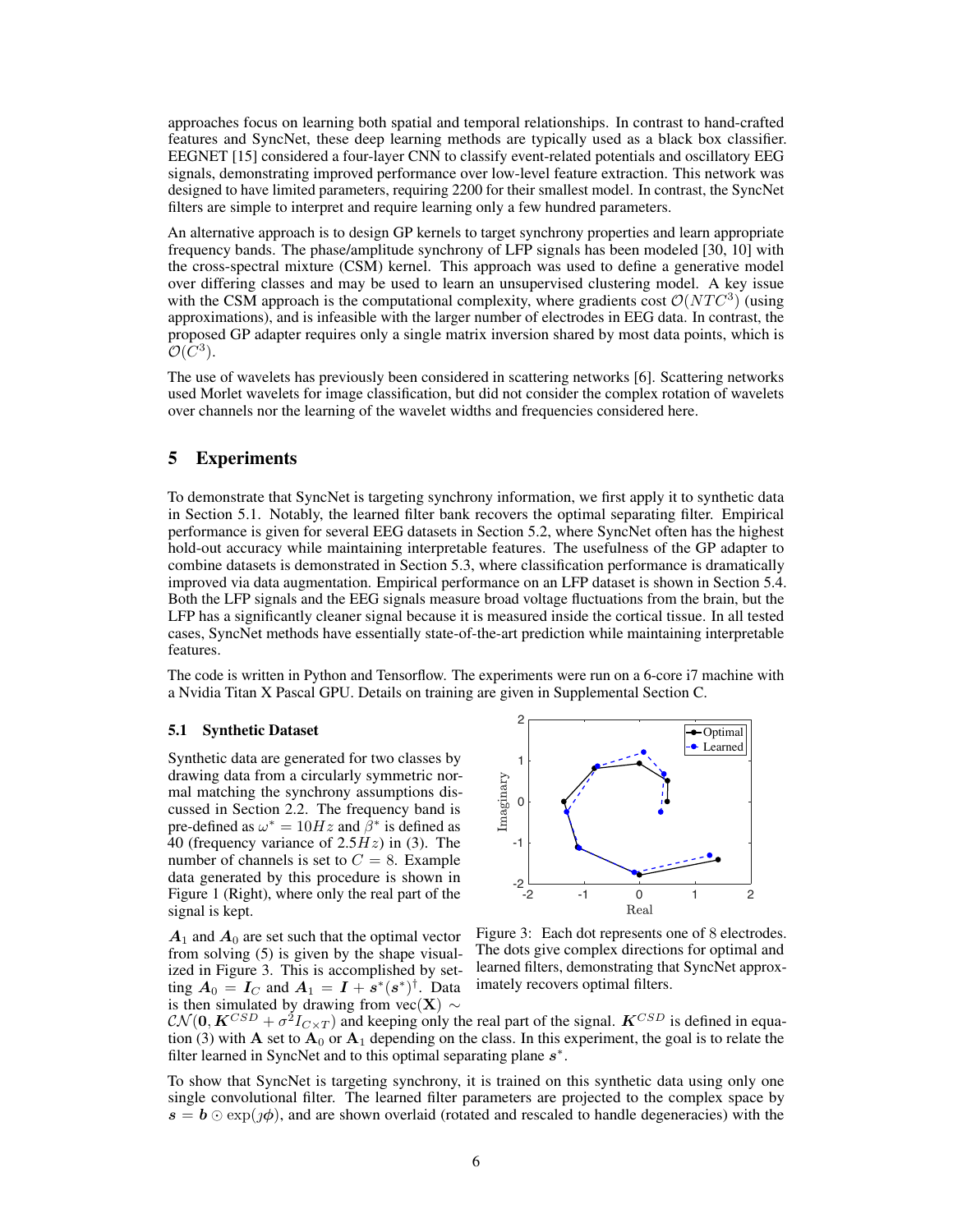approaches focus on learning both spatial and temporal relationships. In contrast to hand-crafted features and SyncNet, these deep learning methods are typically used as a black box classifier. EEGNET [15] considered a four-layer CNN to classify event-related potentials and oscillatory EEG signals, demonstrating improved performance over low-level feature extraction. This network was designed to have limited parameters, requiring 2200 for their smallest model. In contrast, the SyncNet filters are simple to interpret and require learning only a few hundred parameters.

An alternative approach is to design GP kernels to target synchrony properties and learn appropriate frequency bands. The phase/amplitude synchrony of LFP signals has been modeled [30, 10] with the cross-spectral mixture (CSM) kernel. This approach was used to define a generative model over differing classes and may be used to learn an unsupervised clustering model. A key issue with the CSM approach is the computational complexity, where gradients cost $\mathcal{O}(NTC^3)$ (using approximations), and is infeasible with the larger number of electrodes in EEG data. In contrast, the proposed GP adapter requires only a single matrix inversion shared by most data points, which is $\mathcal{O}(C^3)$.

The use of wavelets has previously been considered in scattering networks [6]. Scattering networks used Morlet wavelets for image classification, but did not consider the complex rotation of wavelets over channels nor the learning of the wavelet widths and frequencies considered here.

## 5 Experiments

To demonstrate that SyncNet is targeting synchrony information, we first apply it to synthetic data in Section 5.1. Notably, the learned filter bank recovers the optimal separating filter. Empirical performance is given for several EEG datasets in Section 5.2, where SyncNet often has the highest hold-out accuracy while maintaining interpretable features. The usefulness of the GP adapter to combine datasets is demonstrated in Section 5.3, where classification performance is dramatically improved via data augmentation. Empirical performance on an LFP dataset is shown in Section 5.4. Both the LFP signals and the EEG signals measure broad voltage fluctuations from the brain, but the LFP has a significantly cleaner signal because it is measured inside the cortical tissue. In all tested cases, SyncNet methods have essentially state-of-the-art prediction while maintaining interpretable features.

The code is written in Python and Tensorflow. The experiments were run on a 6-core i7 machine with a Nvidia Titan X Pascal GPU. Details on training are given in Supplemental Section C.

### 5.1 Synthetic Dataset

Synthetic data are generated for two classes by drawing data from a circularly symmetric normal matching the synchrony assumptions discussed in Section 2.2. The frequency band is pre-defined as $\omega^* = 10Hz$ and $\beta^*$ is defined as 40 (frequency variance of $2.5Hz$) in (3). The number of channels is set to $C = 8$. Example data generated by this procedure is shown in Figure 1 (Right), where only the real part of the signal is kept.

Figure 3: Each dot represents one of 8 electrodes. The dots give complex directions for optimal and learned filters, demonstrating that SyncNet approximately recovers optimal filters.

$\boldsymbol{A}_1$ and $\boldsymbol{A}_0$ are set such that the optimal vector from solving (5) is given by the shape visualized in Figure 3. This is accomplished by setting $\boldsymbol{A}_0 = \boldsymbol{I}_C$ and $\boldsymbol{A}_1 = \boldsymbol{I} + \boldsymbol{s}^*(\boldsymbol{s}^*)^\dagger$. Data is then simulated by drawing from $\text{vec}(\mathbf{X}) \sim \mathcal{CN}(\mathbf{0}, \boldsymbol{K}^{CSD} + \sigma^2 I_{C\times T})$ and keeping only the real part of the signal. $\boldsymbol{K}^{CSD}$ is defined in equation (3) with $\mathbf{A}$ set to $\mathbf{A}_0$ or $\mathbf{A}_1$ depending on the class. In this experiment, the goal is to relate the filter learned in SyncNet and to this optimal separating plane $\boldsymbol{s}^*$.

To show that SyncNet is targeting synchrony, it is trained on this synthetic data using only one single convolutional filter. The learned filter parameters are projected to the complex space by $\boldsymbol{s} = \boldsymbol{b} \odot \exp(\jmath\boldsymbol{\phi})$, and are shown overlaid (rotated and rescaled to handle degeneracies) with the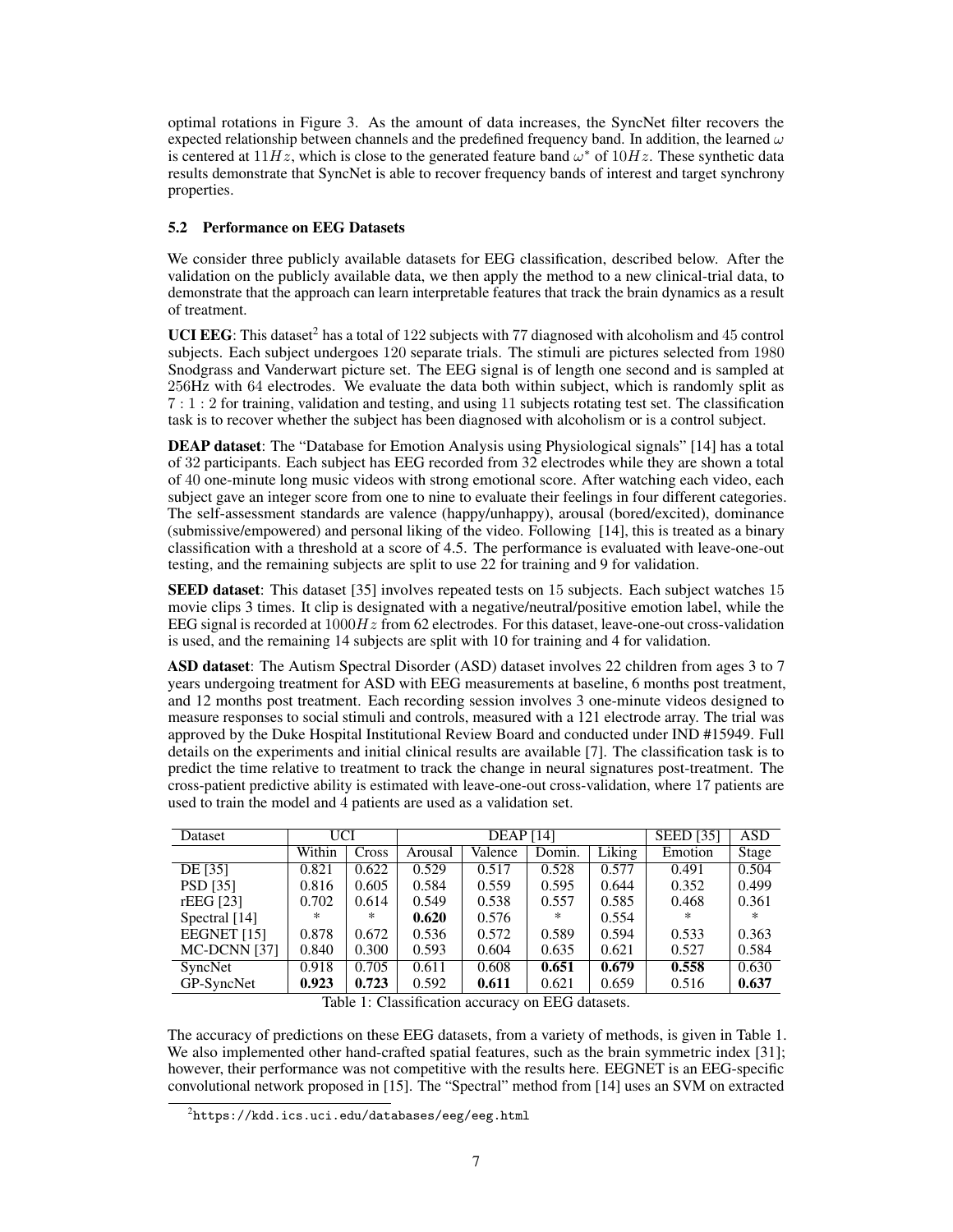optimal rotations in Figure 3. As the amount of data increases, the SyncNet filter recovers the expected relationship between channels and the predefined frequency band. In addition, the learned $\omega$ is centered at $11Hz$, which is close to the generated feature band $\omega^*$ of $10Hz$. These synthetic data results demonstrate that SyncNet is able to recover frequency bands of interest and target synchrony properties.

### 5.2 Performance on EEG Datasets

We consider three publicly available datasets for EEG classification, described below. After the validation on the publicly available data, we then apply the method to a new clinical-trial data, to demonstrate that the approach can learn interpretable features that track the brain dynamics as a result of treatment.

**UCI EEG**: This dataset[2] has a total of 122 subjects with 77 diagnosed with alcoholism and 45 control subjects. Each subject undergoes 120 separate trials. The stimuli are pictures selected from 1980 Snodgrass and Vanderwart picture set. The EEG signal is of length one second and is sampled at 256Hz with 64 electrodes. We evaluate the data both within subject, which is randomly split as $7:1:2$ for training, validation and testing, and using 11 subjects rotating test set. The classification task is to recover whether the subject has been diagnosed with alcoholism or is a control subject.

**DEAP dataset**: The "Database for Emotion Analysis using Physiological signals" [14] has a total of 32 participants. Each subject has EEG recorded from 32 electrodes while they are shown a total of 40 one-minute long music videos with strong emotional score. After watching each video, each subject gave an integer score from one to nine to evaluate their feelings in four different categories. The self-assessment standards are valence (happy/unhappy), arousal (bored/excited), dominance (submissive/empowered) and personal liking of the video. Following [14], this is treated as a binary classification with a threshold at a score of 4.5. The performance is evaluated with leave-one-out testing, and the remaining subjects are split to use 22 for training and 9 for validation.

**SEED dataset**: This dataset [35] involves repeated tests on 15 subjects. Each subject watches 15 movie clips 3 times. It clip is designated with a negative/neutral/positive emotion label, while the EEG signal is recorded at $1000Hz$ from 62 electrodes. For this dataset, leave-one-out cross-validation is used, and the remaining 14 subjects are split with 10 for training and 4 for validation.

**ASD dataset**: The Autism Spectral Disorder (ASD) dataset involves 22 children from ages 3 to 7 years undergoing treatment for ASD with EEG measurements at baseline, 6 months post treatment, and 12 months post treatment. Each recording session involves 3 one-minute videos designed to measure responses to social stimuli and controls, measured with a 121 electrode array. The trial was approved by the Duke Hospital Institutional Review Board and conducted under IND #15949. Full details on the experiments and initial clinical results are available [7]. The classification task is to predict the time relative to treatment to track the change in neural signatures post-treatment. The cross-patient predictive ability is estimated with leave-one-out cross-validation, where 17 patients are used to train the model and 4 patients are used as a validation set.

| Dataset | UCI | | DEAP [14] | | | | SEED [35] | ASD |
|---|---|---|---|---|---|---|---|---|
| | Within | Cross | Arousal | Valence | Domin. | Liking | Emotion | Stage |
| DE [35] | 0.821 | 0.622 | 0.529 | 0.517 | 0.528 | 0.577 | 0.491 | 0.504 |
| PSD [35] | 0.816 | 0.605 | 0.584 | 0.559 | 0.595 | 0.644 | 0.352 | 0.499 |
| rEEG [23] | 0.702 | 0.614 | 0.549 | 0.538 | 0.557 | 0.585 | 0.468 | 0.361 |
| Spectral [14] | * | * | **0.620** | 0.576 | * | 0.554 | * | * |
| EEGNET [15] | 0.878 | 0.672 | 0.536 | 0.572 | 0.589 | 0.594 | 0.533 | 0.363 |
| MC-DCNN [37] | 0.840 | 0.300 | 0.593 | 0.604 | 0.635 | 0.621 | 0.527 | 0.584 |
| SyncNet | 0.918 | 0.705 | 0.611 | 0.608 | **0.651** | **0.679** | **0.558** | 0.630 |
| GP-SyncNet | **0.923** | **0.723** | 0.592 | **0.611** | 0.621 | 0.659 | 0.516 | **0.637** |

Table 1: Classification accuracy on EEG datasets.

The accuracy of predictions on these EEG datasets, from a variety of methods, is given in Table 1. We also implemented other hand-crafted spatial features, such as the brain symmetric index [31]; however, their performance was not competitive with the results here. EEGNET is an EEG-specific convolutional network proposed in [15]. The "Spectral" method from [14] uses an SVM on extracted

[2] https://kdd.ics.uci.edu/databases/eeg/eeg.html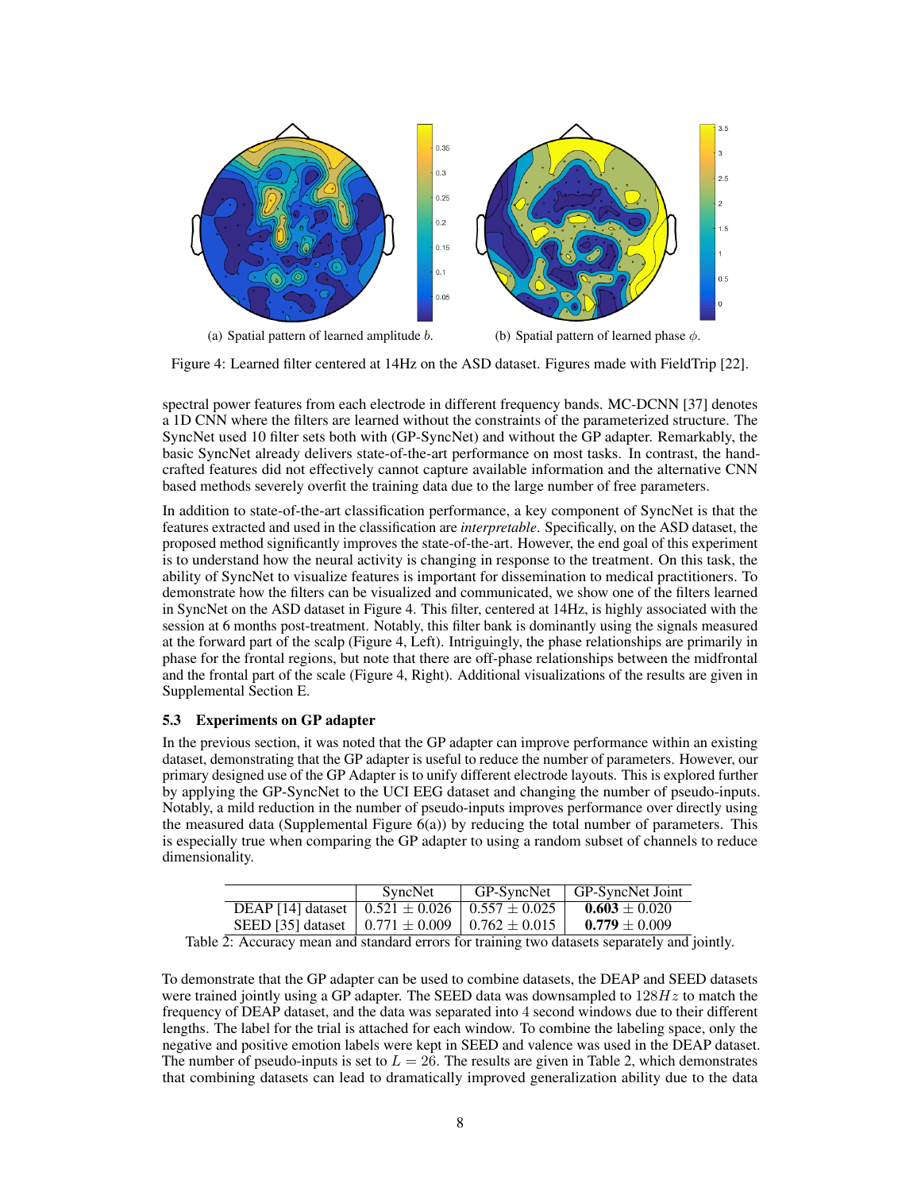(a) Spatial pattern of learned amplitude $b$.

(b) Spatial pattern of learned phase $\phi$.

Figure 4: Learned filter centered at 14Hz on the ASD dataset. Figures made with FieldTrip [22].

spectral power features from each electrode in different frequency bands. MC-DCNN [37] denotes a 1D CNN where the filters are learned without the constraints of the parameterized structure. The SyncNet used 10 filter sets both with (GP-SyncNet) and without the GP adapter. Remarkably, the basic SyncNet already delivers state-of-the-art performance on most tasks. In contrast, the hand-crafted features did not effectively cannot capture available information and the alternative CNN based methods severely overfit the training data due to the large number of free parameters.

In addition to state-of-the-art classification performance, a key component of SyncNet is that the features extracted and used in the classification are *interpretable*. Specifically, on the ASD dataset, the proposed method significantly improves the state-of-the-art. However, the end goal of this experiment is to understand how the neural activity is changing in response to the treatment. On this task, the ability of SyncNet to visualize features is important for dissemination to medical practitioners. To demonstrate how the filters can be visualized and communicated, we show one of the filters learned in SyncNet on the ASD dataset in Figure 4. This filter, centered at 14Hz, is highly associated with the session at 6 months post-treatment. Notably, this filter bank is dominantly using the signals measured at the forward part of the scalp (Figure 4, Left). Intriguingly, the phase relationships are primarily in phase for the frontal regions, but note that there are off-phase relationships between the midfrontal and the frontal part of the scale (Figure 4, Right). Additional visualizations of the results are given in Supplemental Section E.

### 5.3 Experiments on GP adapter

In the previous section, it was noted that the GP adapter can improve performance within an existing dataset, demonstrating that the GP adapter is useful to reduce the number of parameters. However, our primary designed use of the GP Adapter is to unify different electrode layouts. This is explored further by applying the GP-SyncNet to the UCI EEG dataset and changing the number of pseudo-inputs. Notably, a mild reduction in the number of pseudo-inputs improves performance over directly using the measured data (Supplemental Figure 6(a)) by reducing the total number of parameters. This is especially true when comparing the GP adapter to using a random subset of channels to reduce dimensionality.

| | SyncNet | GP-SyncNet | GP-SyncNet Joint |
|---|---|---|---|
| DEAP [14] dataset | $0.521 \pm 0.026$ | $0.557 \pm 0.025$ | $\mathbf{0.603} \pm 0.020$ |
| SEED [35] dataset | $0.771 \pm 0.009$ | $0.762 \pm 0.015$ | $\mathbf{0.779} \pm 0.009$ |

Table 2: Accuracy mean and standard errors for training two datasets separately and jointly.

To demonstrate that the GP adapter can be used to combine datasets, the DEAP and SEED datasets were trained jointly using a GP adapter. The SEED data was downsampled to $128Hz$ to match the frequency of DEAP dataset, and the data was separated into $4$ second windows due to their different lengths. The label for the trial is attached for each window. To combine the labeling space, only the negative and positive emotion labels were kept in SEED and valence was used in the DEAP dataset. The number of pseudo-inputs is set to $L = 26$. The results are given in Table 2, which demonstrates that combining datasets can lead to dramatically improved generalization ability due to the data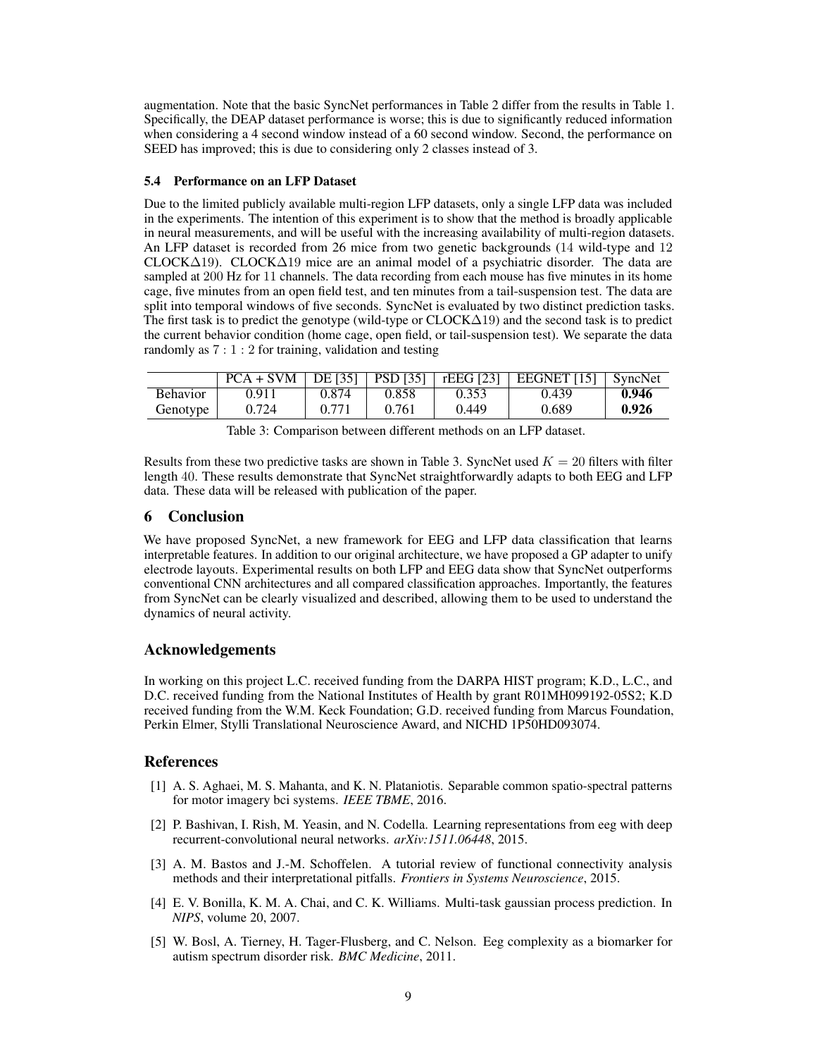augmentation. Note that the basic SyncNet performances in Table 2 differ from the results in Table 1. Specifically, the DEAP dataset performance is worse; this is due to significantly reduced information when considering a 4 second window instead of a 60 second window. Second, the performance on SEED has improved; this is due to considering only 2 classes instead of 3.

### 5.4 Performance on an LFP Dataset

Due to the limited publicly available multi-region LFP datasets, only a single LFP data was included in the experiments. The intention of this experiment is to show that the method is broadly applicable in neural measurements, and will be useful with the increasing availability of multi-region datasets. An LFP dataset is recorded from 26 mice from two genetic backgrounds (14 wild-type and 12 CLOCK$\Delta$19). CLOCK$\Delta$19 mice are an animal model of a psychiatric disorder. The data are sampled at 200 Hz for 11 channels. The data recording from each mouse has five minutes in its home cage, five minutes from an open field test, and ten minutes from a tail-suspension test. The data are split into temporal windows of five seconds. SyncNet is evaluated by two distinct prediction tasks. The first task is to predict the genotype (wild-type or CLOCK$\Delta$19) and the second task is to predict the current behavior condition (home cage, open field, or tail-suspension test). We separate the data randomly as $7:1:2$ for training, validation and testing

| | PCA + SVM | DE [35] | PSD [35] | rEEG [23] | EEGNET [15] | SyncNet |
|---|---|---|---|---|---|---|
| Behavior | 0.911 | 0.874 | 0.858 | 0.353 | 0.439 | **0.946** |
| Genotype | 0.724 | 0.771 | 0.761 | 0.449 | 0.689 | **0.926** |

Table 3: Comparison between different methods on an LFP dataset.

Results from these two predictive tasks are shown in Table 3. SyncNet used $K = 20$ filters with filter length 40. These results demonstrate that SyncNet straightforwardly adapts to both EEG and LFP data. These data will be released with publication of the paper.

## 6 Conclusion

We have proposed SyncNet, a new framework for EEG and LFP data classification that learns interpretable features. In addition to our original architecture, we have proposed a GP adapter to unify electrode layouts. Experimental results on both LFP and EEG data show that SyncNet outperforms conventional CNN architectures and all compared classification approaches. Importantly, the features from SyncNet can be clearly visualized and described, allowing them to be used to understand the dynamics of neural activity.

## Acknowledgements

In working on this project L.C. received funding from the DARPA HIST program; K.D., L.C., and D.C. received funding from the National Institutes of Health by grant R01MH099192-05S2; K.D received funding from the W.M. Keck Foundation; G.D. received funding from Marcus Foundation, Perkin Elmer, Stylli Translational Neuroscience Award, and NICHD 1P50HD093074.

## References

[1] A. S. Aghaei, M. S. Mahanta, and K. N. Plataniotis. Separable common spatio-spectral patterns for motor imagery bci systems. *IEEE TBME*, 2016.

[2] P. Bashivan, I. Rish, M. Yeasin, and N. Codella. Learning representations from eeg with deep recurrent-convolutional neural networks. *arXiv:1511.06448*, 2015.

[3] A. M. Bastos and J.-M. Schoffelen. A tutorial review of functional connectivity analysis methods and their interpretational pitfalls. *Frontiers in Systems Neuroscience*, 2015.

[4] E. V. Bonilla, K. M. A. Chai, and C. K. Williams. Multi-task gaussian process prediction. In *NIPS*, volume 20, 2007.

[5] W. Bosl, A. Tierney, H. Tager-Flusberg, and C. Nelson. Eeg complexity as a biomarker for autism spectrum disorder risk. *BMC Medicine*, 2011.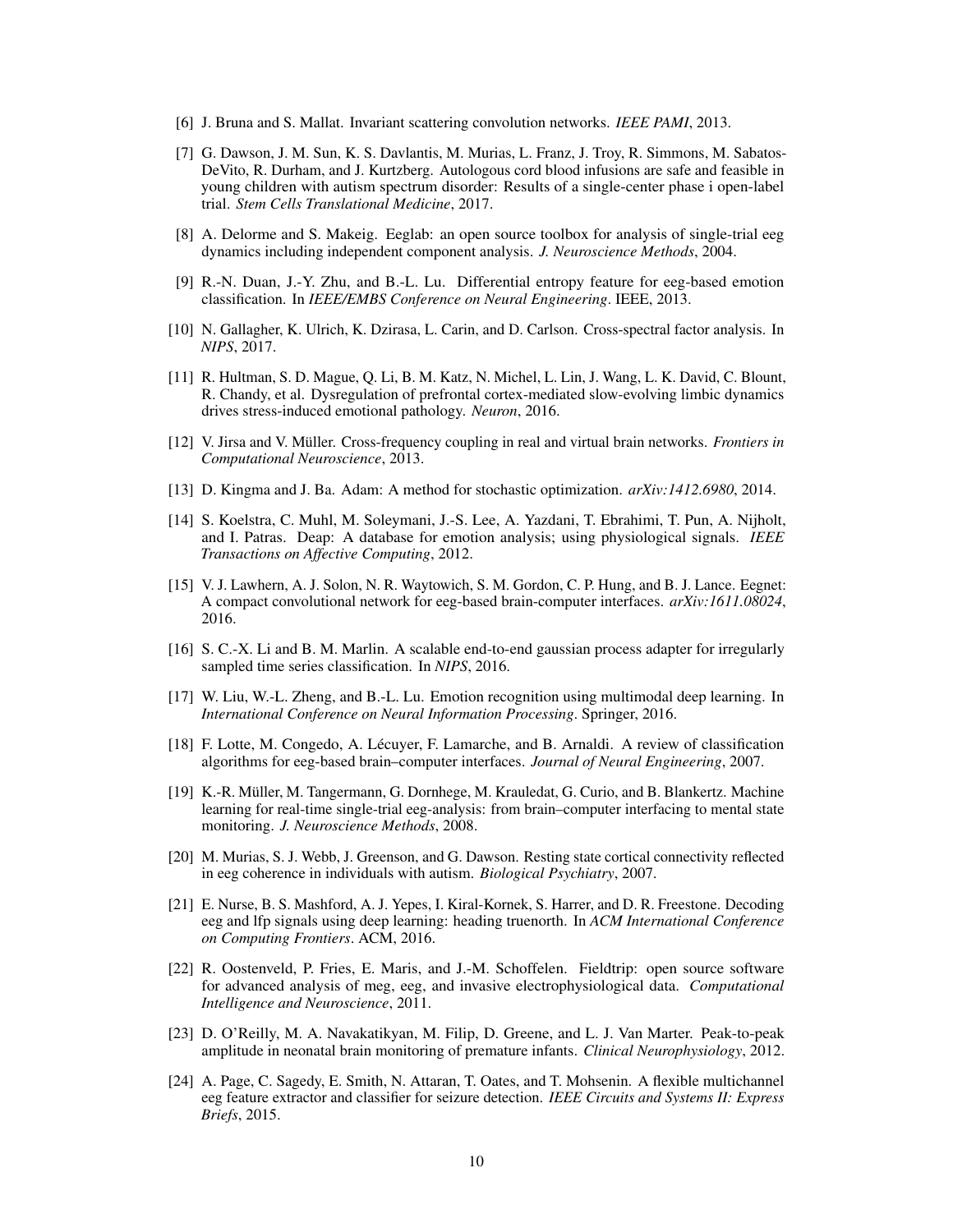[6] J. Bruna and S. Mallat. Invariant scattering convolution networks. *IEEE PAMI*, 2013.

[7] G. Dawson, J. M. Sun, K. S. Davlantis, M. Murias, L. Franz, J. Troy, R. Simmons, M. Sabatos-DeVito, R. Durham, and J. Kurtzberg. Autologous cord blood infusions are safe and feasible in young children with autism spectrum disorder: Results of a single-center phase i open-label trial. *Stem Cells Translational Medicine*, 2017.

[8] A. Delorme and S. Makeig. Eeglab: an open source toolbox for analysis of single-trial eeg dynamics including independent component analysis. *J. Neuroscience Methods*, 2004.

[9] R.-N. Duan, J.-Y. Zhu, and B.-L. Lu. Differential entropy feature for eeg-based emotion classification. In *IEEE/EMBS Conference on Neural Engineering*. IEEE, 2013.

[10] N. Gallagher, K. Ulrich, K. Dzirasa, L. Carin, and D. Carlson. Cross-spectral factor analysis. In *NIPS*, 2017.

[11] R. Hultman, S. D. Mague, Q. Li, B. M. Katz, N. Michel, L. Lin, J. Wang, L. K. David, C. Blount, R. Chandy, et al. Dysregulation of prefrontal cortex-mediated slow-evolving limbic dynamics drives stress-induced emotional pathology. *Neuron*, 2016.

[12] V. Jirsa and V. Müller. Cross-frequency coupling in real and virtual brain networks. *Frontiers in Computational Neuroscience*, 2013.

[13] D. Kingma and J. Ba. Adam: A method for stochastic optimization. *arXiv:1412.6980*, 2014.

[14] S. Koelstra, C. Muhl, M. Soleymani, J.-S. Lee, A. Yazdani, T. Ebrahimi, T. Pun, A. Nijholt, and I. Patras. Deap: A database for emotion analysis; using physiological signals. *IEEE Transactions on Affective Computing*, 2012.

[15] V. J. Lawhern, A. J. Solon, N. R. Waytowich, S. M. Gordon, C. P. Hung, and B. J. Lance. Eegnet: A compact convolutional network for eeg-based brain-computer interfaces. *arXiv:1611.08024*, 2016.

[16] S. C.-X. Li and B. M. Marlin. A scalable end-to-end gaussian process adapter for irregularly sampled time series classification. In *NIPS*, 2016.

[17] W. Liu, W.-L. Zheng, and B.-L. Lu. Emotion recognition using multimodal deep learning. In *International Conference on Neural Information Processing*. Springer, 2016.

[18] F. Lotte, M. Congedo, A. Lécuyer, F. Lamarche, and B. Arnaldi. A review of classification algorithms for eeg-based brain–computer interfaces. *Journal of Neural Engineering*, 2007.

[19] K.-R. Müller, M. Tangermann, G. Dornhege, M. Krauledat, G. Curio, and B. Blankertz. Machine learning for real-time single-trial eeg-analysis: from brain–computer interfacing to mental state monitoring. *J. Neuroscience Methods*, 2008.

[20] M. Murias, S. J. Webb, J. Greenson, and G. Dawson. Resting state cortical connectivity reflected in eeg coherence in individuals with autism. *Biological Psychiatry*, 2007.

[21] E. Nurse, B. S. Mashford, A. J. Yepes, I. Kiral-Kornek, S. Harrer, and D. R. Freestone. Decoding eeg and lfp signals using deep learning: heading truenorth. In *ACM International Conference on Computing Frontiers*. ACM, 2016.

[22] R. Oostenveld, P. Fries, E. Maris, and J.-M. Schoffelen. Fieldtrip: open source software for advanced analysis of meg, eeg, and invasive electrophysiological data. *Computational Intelligence and Neuroscience*, 2011.

[23] D. O'Reilly, M. A. Navakatikyan, M. Filip, D. Greene, and L. J. Van Marter. Peak-to-peak amplitude in neonatal brain monitoring of premature infants. *Clinical Neurophysiology*, 2012.

[24] A. Page, C. Sagedy, E. Smith, N. Attaran, T. Oates, and T. Mohsenin. A flexible multichannel eeg feature extractor and classifier for seizure detection. *IEEE Circuits and Systems II: Express Briefs*, 2015.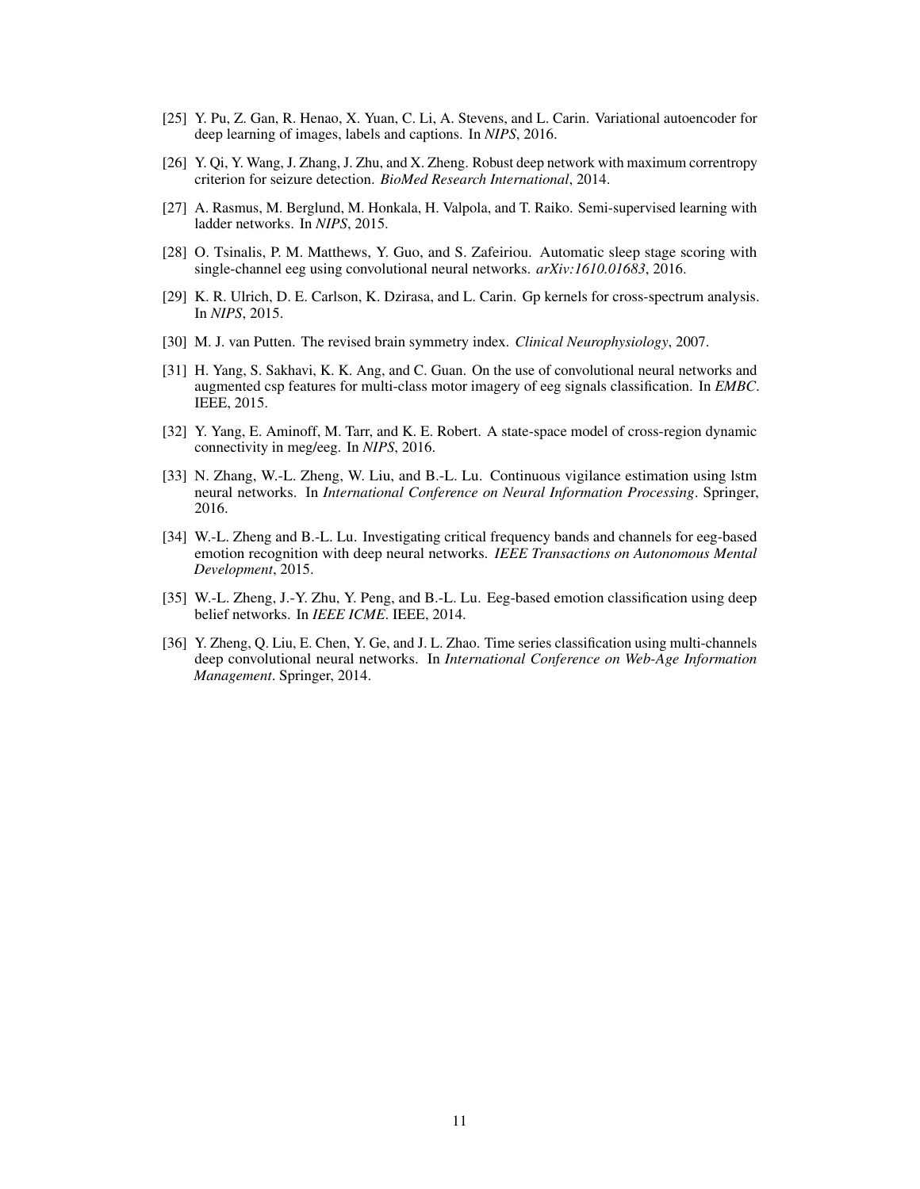[25] Y. Pu, Z. Gan, R. Henao, X. Yuan, C. Li, A. Stevens, and L. Carin. Variational autoencoder for deep learning of images, labels and captions. In *NIPS*, 2016.

[26] Y. Qi, Y. Wang, J. Zhang, J. Zhu, and X. Zheng. Robust deep network with maximum correntropy criterion for seizure detection. *BioMed Research International*, 2014.

[27] A. Rasmus, M. Berglund, M. Honkala, H. Valpola, and T. Raiko. Semi-supervised learning with ladder networks. In *NIPS*, 2015.

[28] O. Tsinalis, P. M. Matthews, Y. Guo, and S. Zafeiriou. Automatic sleep stage scoring with single-channel eeg using convolutional neural networks. *arXiv:1610.01683*, 2016.

[29] K. R. Ulrich, D. E. Carlson, K. Dzirasa, and L. Carin. Gp kernels for cross-spectrum analysis. In *NIPS*, 2015.

[30] M. J. van Putten. The revised brain symmetry index. *Clinical Neurophysiology*, 2007.

[31] H. Yang, S. Sakhavi, K. K. Ang, and C. Guan. On the use of convolutional neural networks and augmented csp features for multi-class motor imagery of eeg signals classification. In *EMBC*. IEEE, 2015.

[32] Y. Yang, E. Aminoff, M. Tarr, and K. E. Robert. A state-space model of cross-region dynamic connectivity in meg/eeg. In *NIPS*, 2016.

[33] N. Zhang, W.-L. Zheng, W. Liu, and B.-L. Lu. Continuous vigilance estimation using lstm neural networks. In *International Conference on Neural Information Processing*. Springer, 2016.

[34] W.-L. Zheng and B.-L. Lu. Investigating critical frequency bands and channels for eeg-based emotion recognition with deep neural networks. *IEEE Transactions on Autonomous Mental Development*, 2015.

[35] W.-L. Zheng, J.-Y. Zhu, Y. Peng, and B.-L. Lu. Eeg-based emotion classification using deep belief networks. In *IEEE ICME*. IEEE, 2014.

[36] Y. Zheng, Q. Liu, E. Chen, Y. Ge, and J. L. Zhao. Time series classification using multi-channels deep convolutional neural networks. In *International Conference on Web-Age Information Management*. Springer, 2014.